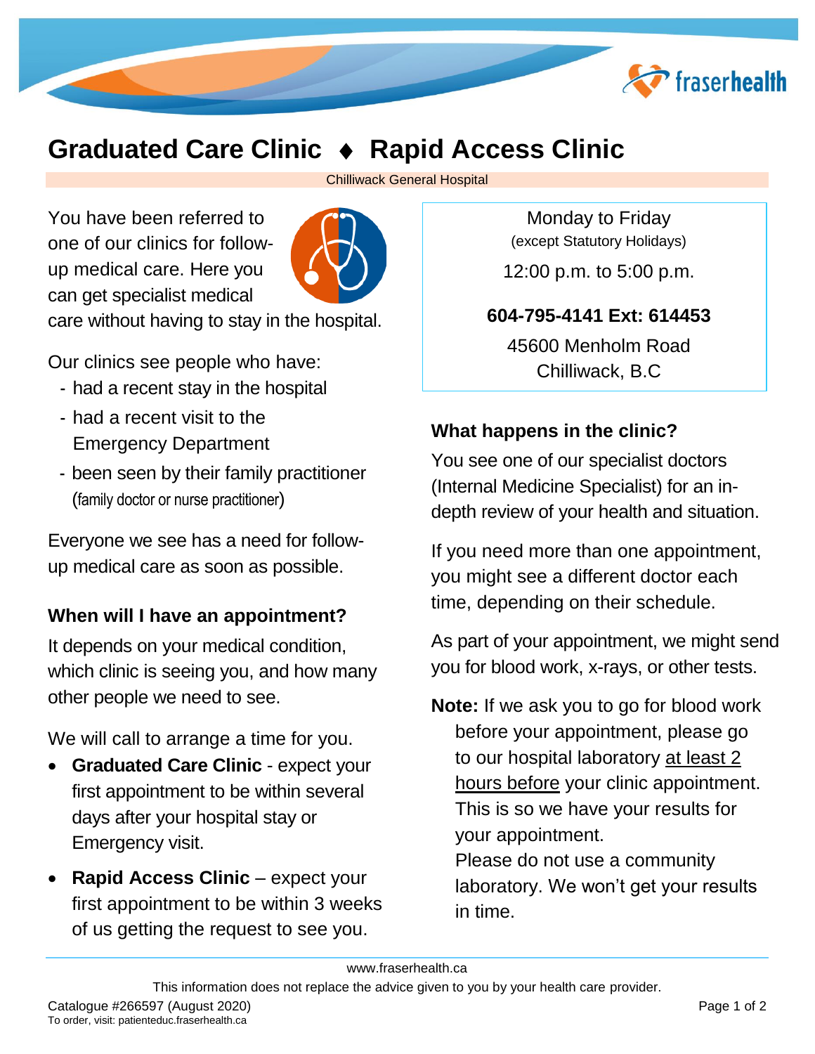# Graduated Care Clinic ♦ Rapid Access Clinic

Chilliwack General Hospital

You have been referred to one of our clinics for follow-up medical care. Here you can get specialist medical care without having to stay in the hospital.

Our clinics see people who have:

- had a recent stay in the hospital
- had a recent visit to the Emergency Department
- been seen by their family practitioner (family doctor or nurse practitioner)

Everyone we see has a need for follow-up medical care as soon as possible.

### When will I have an appointment?

It depends on your medical condition, which clinic is seeing you, and how many other people we need to see.

We will call to arrange a time for you.

- **Graduated Care Clinic** - expect your first appointment to be within several days after your hospital stay or Emergency visit.
- **Rapid Access Clinic** – expect your first appointment to be within 3 weeks of us getting the request to see you.

Monday to Friday
(except Statutory Holidays)

12:00 p.m. to 5:00 p.m.

**604-795-4141 Ext: 614453**

45600 Menholm Road
Chilliwack, B.C

### What happens in the clinic?

You see one of our specialist doctors (Internal Medicine Specialist) for an in-depth review of your health and situation.

If you need more than one appointment, you might see a different doctor each time, depending on their schedule.

As part of your appointment, we might send you for blood work, x-rays, or other tests.

**Note:** If we ask you to go for blood work before your appointment, please go to our hospital laboratory at least 2 hours before your clinic appointment. This is so we have your results for your appointment.
Please do not use a community laboratory. We won't get your results in time.

www.fraserhealth.ca

This information does not replace the advice given to you by your health care provider.

Catalogue #266597 (August 2020)
To order, visit: patienteduc.fraserhealth.ca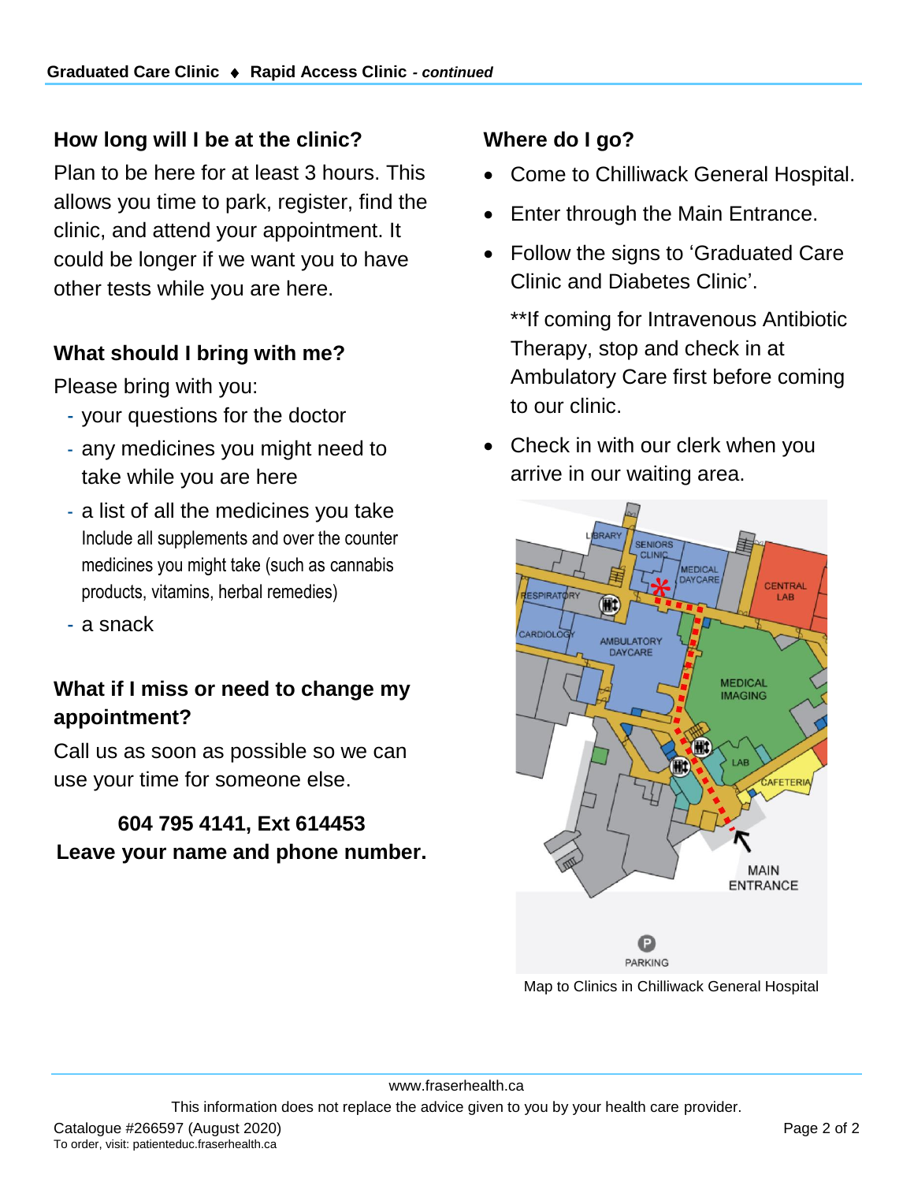## How long will I be at the clinic?

Plan to be here for at least 3 hours. This allows you time to park, register, find the clinic, and attend your appointment. It could be longer if we want you to have other tests while you are here.

## What should I bring with me?

Please bring with you:

- your questions for the doctor
- any medicines you might need to take while you are here
- a list of all the medicines you take
  Include all supplements and over the counter medicines you might take (such as cannabis products, vitamins, herbal remedies)
- a snack

## What if I miss or need to change my appointment?

Call us as soon as possible so we can use your time for someone else.

**604 795 4141, Ext 614453**
**Leave your name and phone number.**

## Where do I go?

- Come to Chilliwack General Hospital.
- Enter through the Main Entrance.
- Follow the signs to 'Graduated Care Clinic and Diabetes Clinic'.

  **If coming for Intravenous Antibiotic Therapy, stop and check in at Ambulatory Care first before coming to our clinic.

- Check in with our clerk when you arrive in our waiting area.

LIBRARY
SENIORS CLINIC
MEDICAL DAYCARE
CENTRAL LAB
RESPIRATORY
CARDIOLOGY
AMBULATORY DAYCARE
MEDICAL IMAGING
LAB
CAFETERIA
MAIN ENTRANCE
PARKING

Map to Clinics in Chilliwack General Hospital

www.fraserhealth.ca

This information does not replace the advice given to you by your health care provider.

Catalogue #266597 (August 2020)
To order, visit: patienteduc.fraserhealth.ca